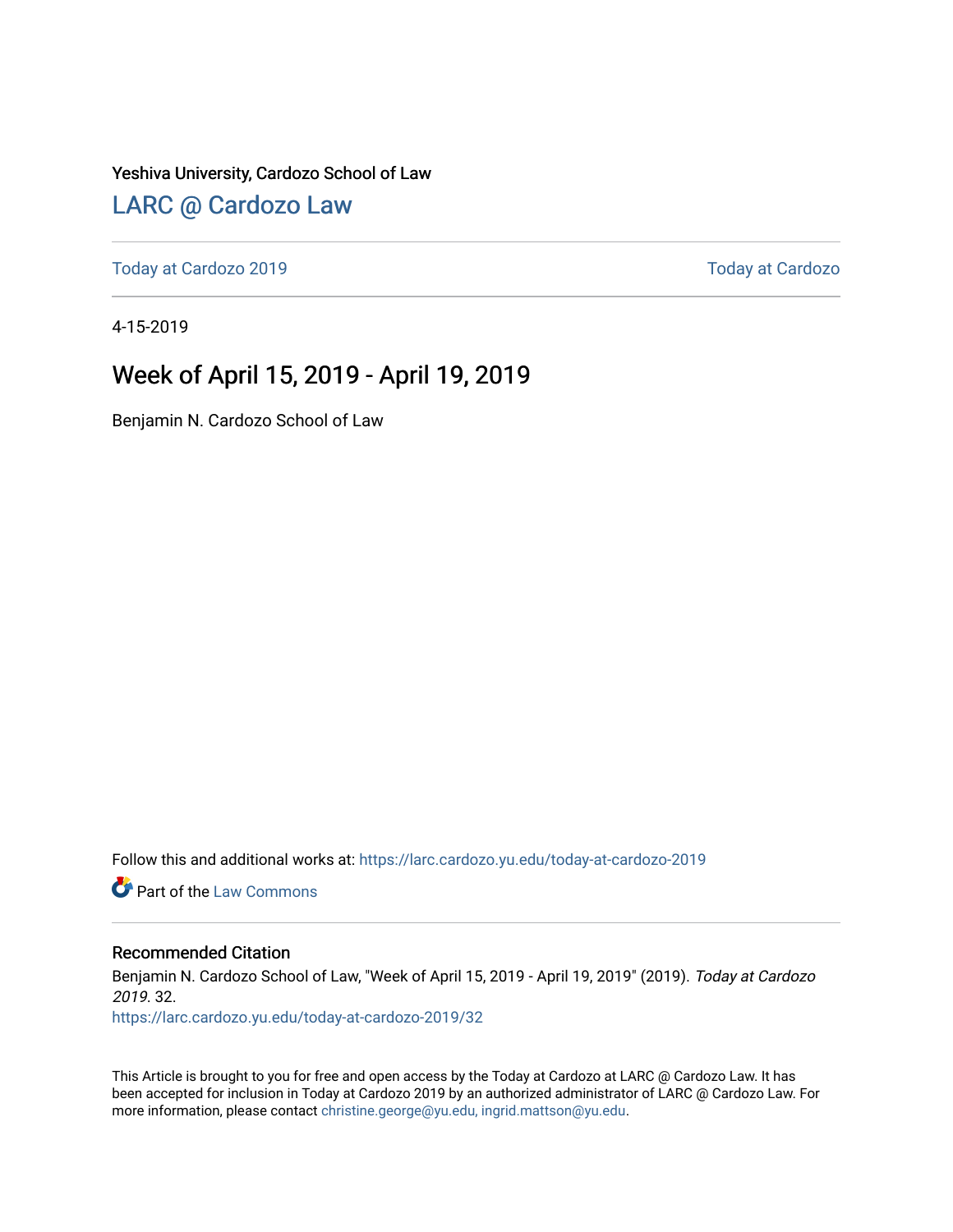Yeshiva University, Cardozo School of Law

## LARC @ Cardozo Law

Today at Cardozo 2019 | Today at Cardozo

4-15-2019

# Week of April 15, 2019 - April 19, 2019

Benjamin N. Cardozo School of Law

Follow this and additional works at: https://larc.cardozo.yu.edu/today-at-cardozo-2019

Part of the Law Commons

### Recommended Citation

Benjamin N. Cardozo School of Law, "Week of April 15, 2019 - April 19, 2019" (2019). *Today at Cardozo 2019*. 32.
https://larc.cardozo.yu.edu/today-at-cardozo-2019/32

This Article is brought to you for free and open access by the Today at Cardozo at LARC @ Cardozo Law. It has been accepted for inclusion in Today at Cardozo 2019 by an authorized administrator of LARC @ Cardozo Law. For more information, please contact christine.george@yu.edu, ingrid.mattson@yu.edu.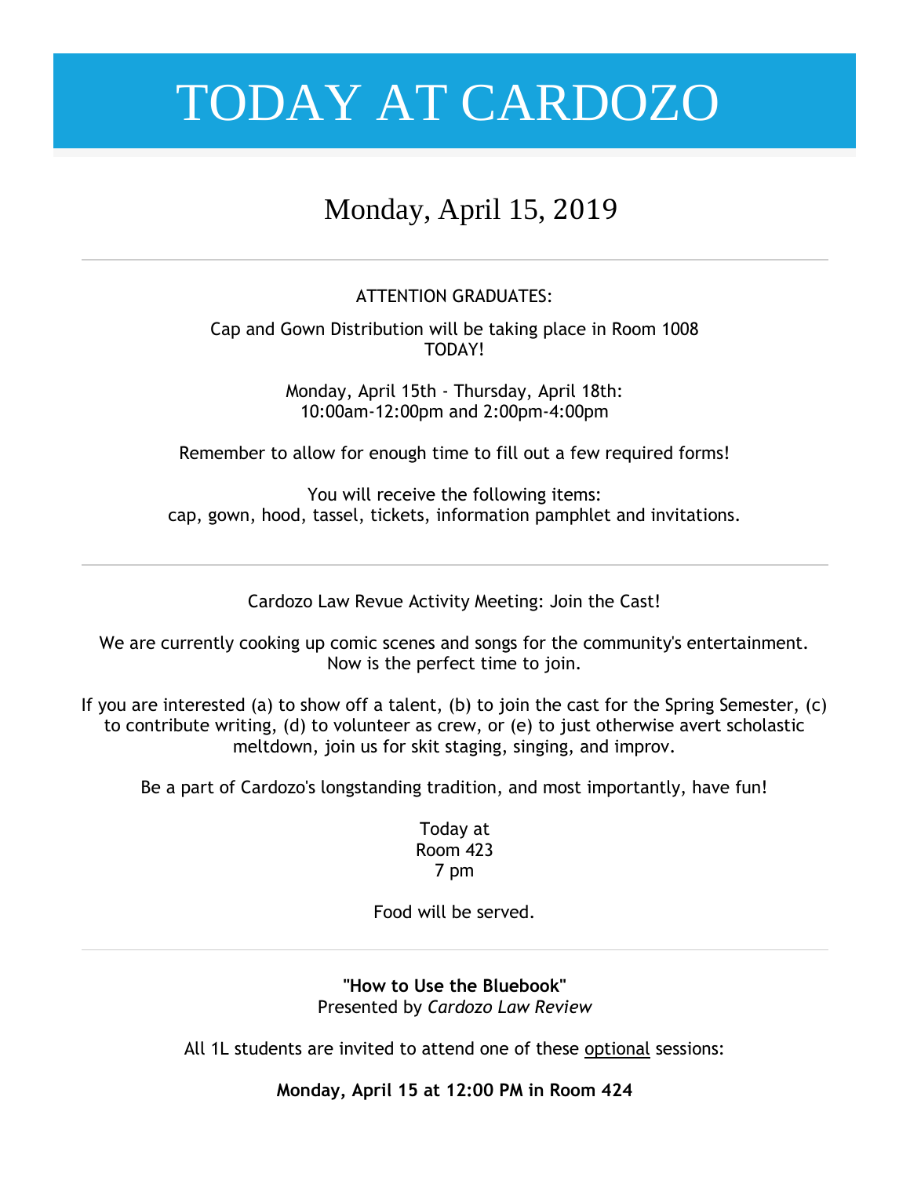# TODAY AT CARDOZO

## Monday, April 15, 2019

---

ATTENTION GRADUATES:

Cap and Gown Distribution will be taking place in Room 1008
TODAY!

Monday, April 15th - Thursday, April 18th:
10:00am-12:00pm and 2:00pm-4:00pm

Remember to allow for enough time to fill out a few required forms!

You will receive the following items:
cap, gown, hood, tassel, tickets, information pamphlet and invitations.

---

Cardozo Law Revue Activity Meeting: Join the Cast!

We are currently cooking up comic scenes and songs for the community's entertainment.
Now is the perfect time to join.

If you are interested (a) to show off a talent, (b) to join the cast for the Spring Semester, (c) to contribute writing, (d) to volunteer as crew, or (e) to just otherwise avert scholastic meltdown, join us for skit staging, singing, and improv.

Be a part of Cardozo's longstanding tradition, and most importantly, have fun!

Today at
Room 423
7 pm

Food will be served.

---

**"How to Use the Bluebook"**
Presented by *Cardozo Law Review*

All 1L students are invited to attend one of these optional sessions:

**Monday, April 15 at 12:00 PM in Room 424**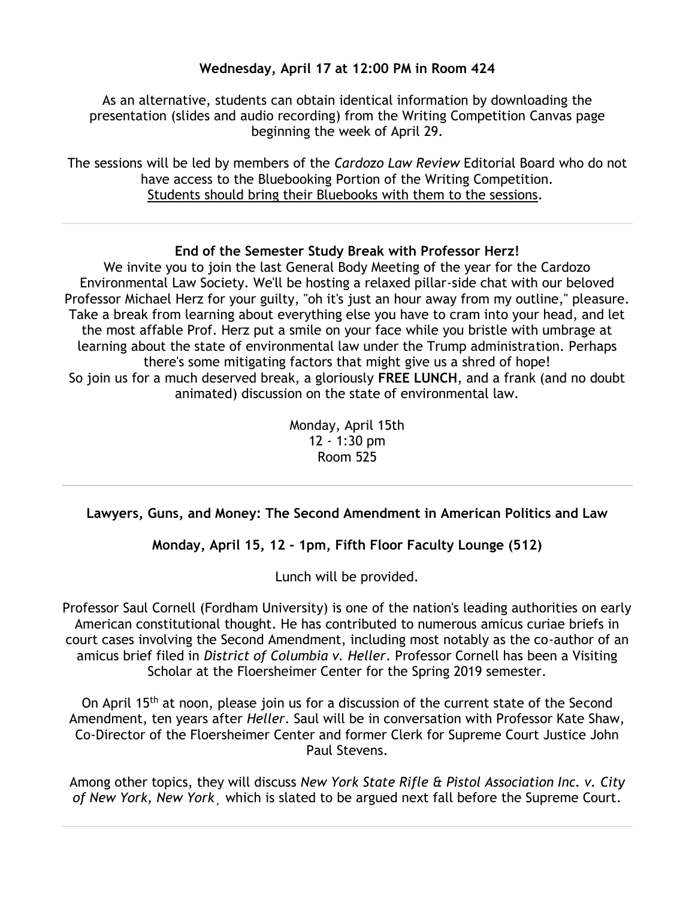**Wednesday, April 17 at 12:00 PM in Room 424**

As an alternative, students can obtain identical information by downloading the presentation (slides and audio recording) from the Writing Competition Canvas page beginning the week of April 29.

The sessions will be led by members of the *Cardozo Law Review* Editorial Board who do not have access to the Bluebooking Portion of the Writing Competition. Students should bring their Bluebooks with them to the sessions.

---

**End of the Semester Study Break with Professor Herz!**

We invite you to join the last General Body Meeting of the year for the Cardozo Environmental Law Society. We'll be hosting a relaxed pillar-side chat with our beloved Professor Michael Herz for your guilty, "oh it's just an hour away from my outline," pleasure. Take a break from learning about everything else you have to cram into your head, and let the most affable Prof. Herz put a smile on your face while you bristle with umbrage at learning about the state of environmental law under the Trump administration. Perhaps there's some mitigating factors that might give us a shred of hope!

So join us for a much deserved break, a gloriously **FREE LUNCH**, and a frank (and no doubt animated) discussion on the state of environmental law.

Monday, April 15th
12 - 1:30 pm
Room 525

---

**Lawyers, Guns, and Money: The Second Amendment in American Politics and Law**

**Monday, April 15, 12 - 1pm, Fifth Floor Faculty Lounge (512)**

Lunch will be provided.

Professor Saul Cornell (Fordham University) is one of the nation's leading authorities on early American constitutional thought. He has contributed to numerous amicus curiae briefs in court cases involving the Second Amendment, including most notably as the co-author of an amicus brief filed in *District of Columbia v. Heller*. Professor Cornell has been a Visiting Scholar at the Floersheimer Center for the Spring 2019 semester.

On April 15th at noon, please join us for a discussion of the current state of the Second Amendment, ten years after *Heller*. Saul will be in conversation with Professor Kate Shaw, Co-Director of the Floersheimer Center and former Clerk for Supreme Court Justice John Paul Stevens.

Among other topics, they will discuss *New York State Rifle & Pistol Association Inc. v. City of New York, New York*¸ which is slated to be argued next fall before the Supreme Court.

---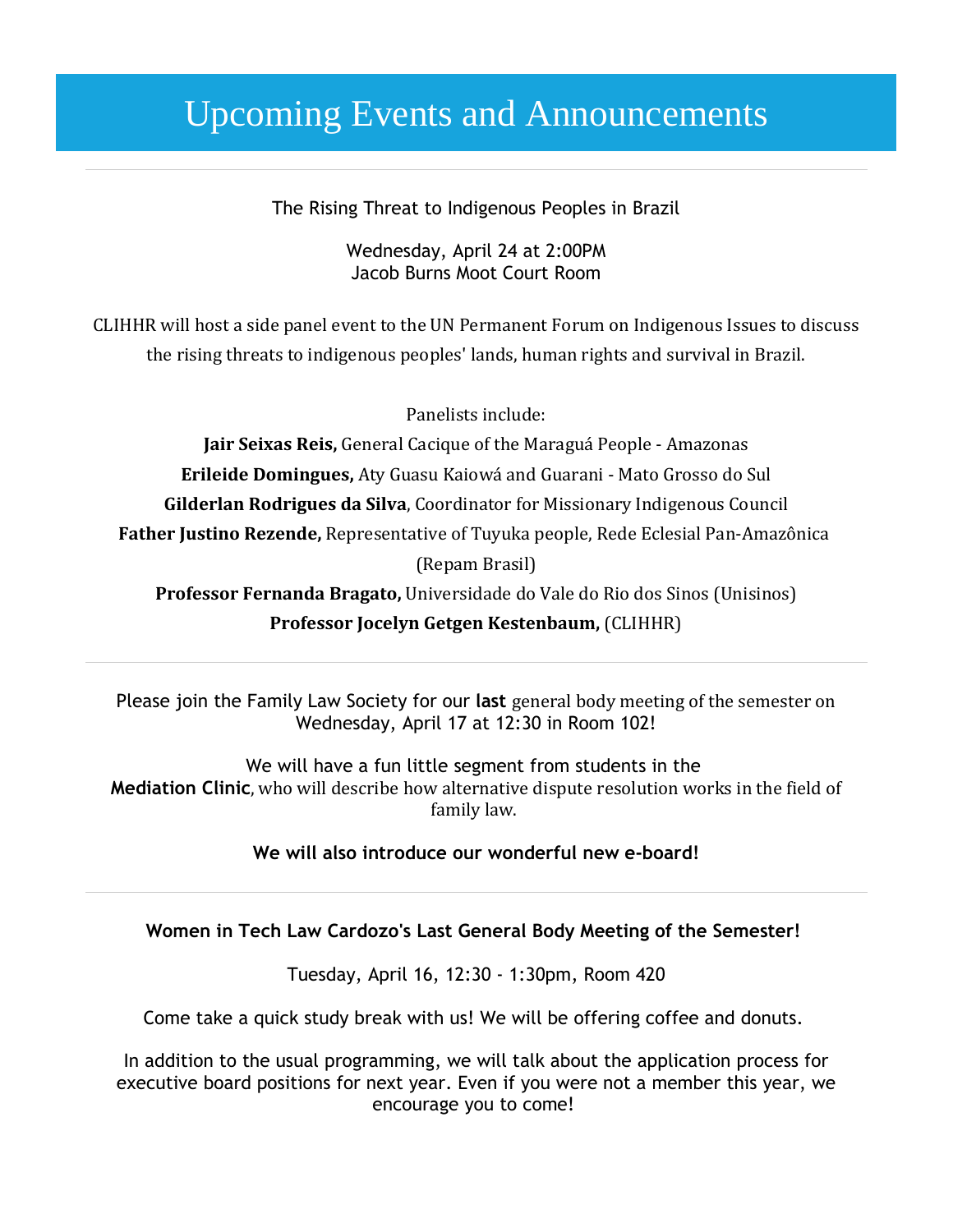# Upcoming Events and Announcements

---

The Rising Threat to Indigenous Peoples in Brazil

Wednesday, April 24 at 2:00PM
Jacob Burns Moot Court Room

CLIHHR will host a side panel event to the UN Permanent Forum on Indigenous Issues to discuss the rising threats to indigenous peoples' lands, human rights and survival in Brazil.

Panelists include:

**Jair Seixas Reis,** General Cacique of the Maraguá People - Amazonas
**Erileide Domingues,** Aty Guasu Kaiowá and Guarani - Mato Grosso do Sul
**Gilderlan Rodrigues da Silva**, Coordinator for Missionary Indigenous Council
**Father Justino Rezende,** Representative of Tuyuka people, Rede Eclesial Pan-Amazônica (Repam Brasil)
**Professor Fernanda Bragato,** Universidade do Vale do Rio dos Sinos (Unisinos)
**Professor Jocelyn Getgen Kestenbaum,** (CLIHHR)

---

Please join the Family Law Society for our **last** general body meeting of the semester on Wednesday, April 17 at 12:30 in Room 102!

We will have a fun little segment from students in the **Mediation Clinic**, who will describe how alternative dispute resolution works in the field of family law.

**We will also introduce our wonderful new e-board!**

---

**Women in Tech Law Cardozo's Last General Body Meeting of the Semester!**

Tuesday, April 16, 12:30 - 1:30pm, Room 420

Come take a quick study break with us! We will be offering coffee and donuts.

In addition to the usual programming, we will talk about the application process for executive board positions for next year. Even if you were not a member this year, we encourage you to come!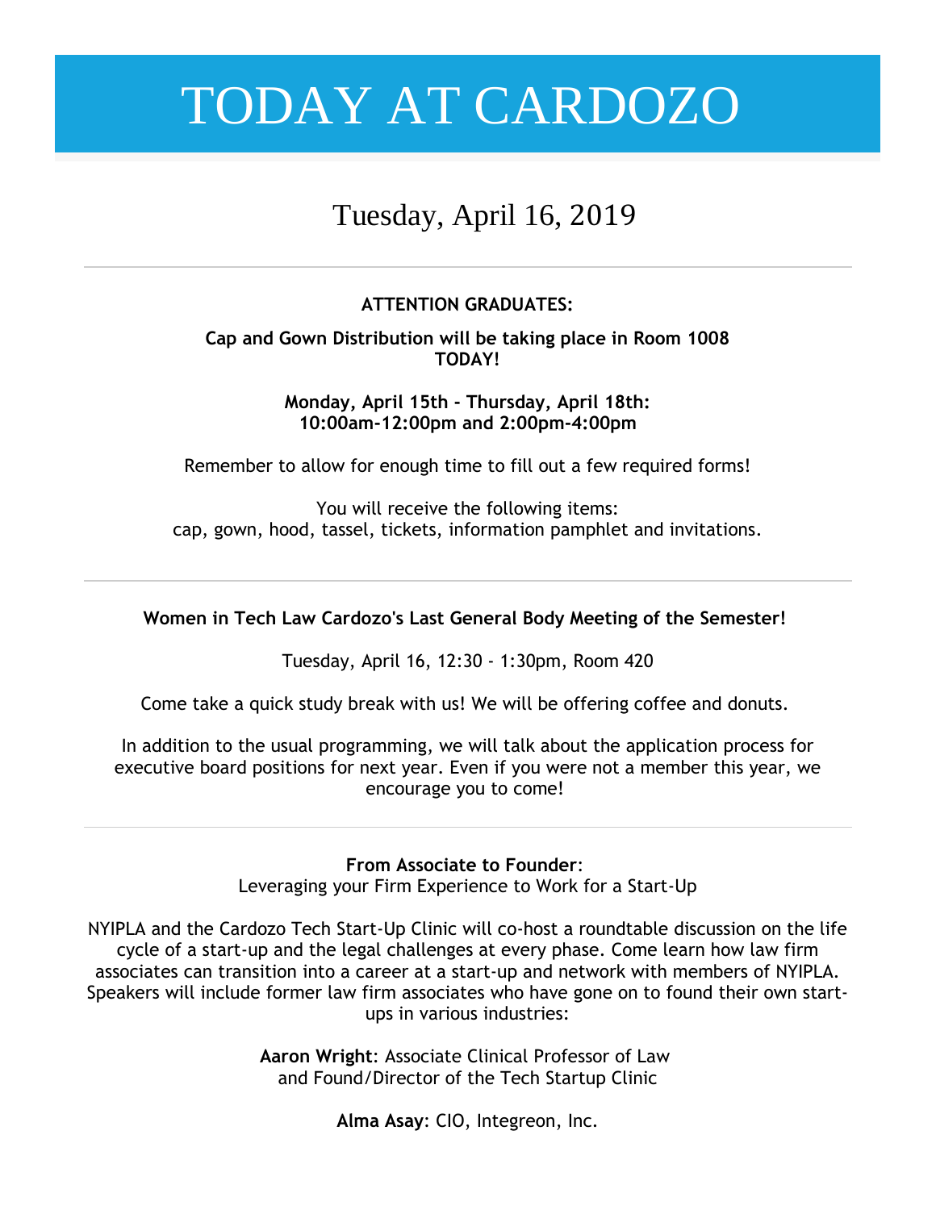# TODAY AT CARDOZO

## Tuesday, April 16, 2019

---

**ATTENTION GRADUATES:**

**Cap and Gown Distribution will be taking place in Room 1008 TODAY!**

**Monday, April 15th - Thursday, April 18th:**
**10:00am-12:00pm and 2:00pm-4:00pm**

Remember to allow for enough time to fill out a few required forms!

You will receive the following items:
cap, gown, hood, tassel, tickets, information pamphlet and invitations.

---

**Women in Tech Law Cardozo's Last General Body Meeting of the Semester!**

Tuesday, April 16, 12:30 - 1:30pm, Room 420

Come take a quick study break with us! We will be offering coffee and donuts.

In addition to the usual programming, we will talk about the application process for executive board positions for next year. Even if you were not a member this year, we encourage you to come!

---

**From Associate to Founder**:
Leveraging your Firm Experience to Work for a Start-Up

NYIPLA and the Cardozo Tech Start-Up Clinic will co-host a roundtable discussion on the life cycle of a start-up and the legal challenges at every phase. Come learn how law firm associates can transition into a career at a start-up and network with members of NYIPLA. Speakers will include former law firm associates who have gone on to found their own start-ups in various industries:

**Aaron Wright**: Associate Clinical Professor of Law and Found/Director of the Tech Startup Clinic

**Alma Asay**: CIO, Integreon, Inc.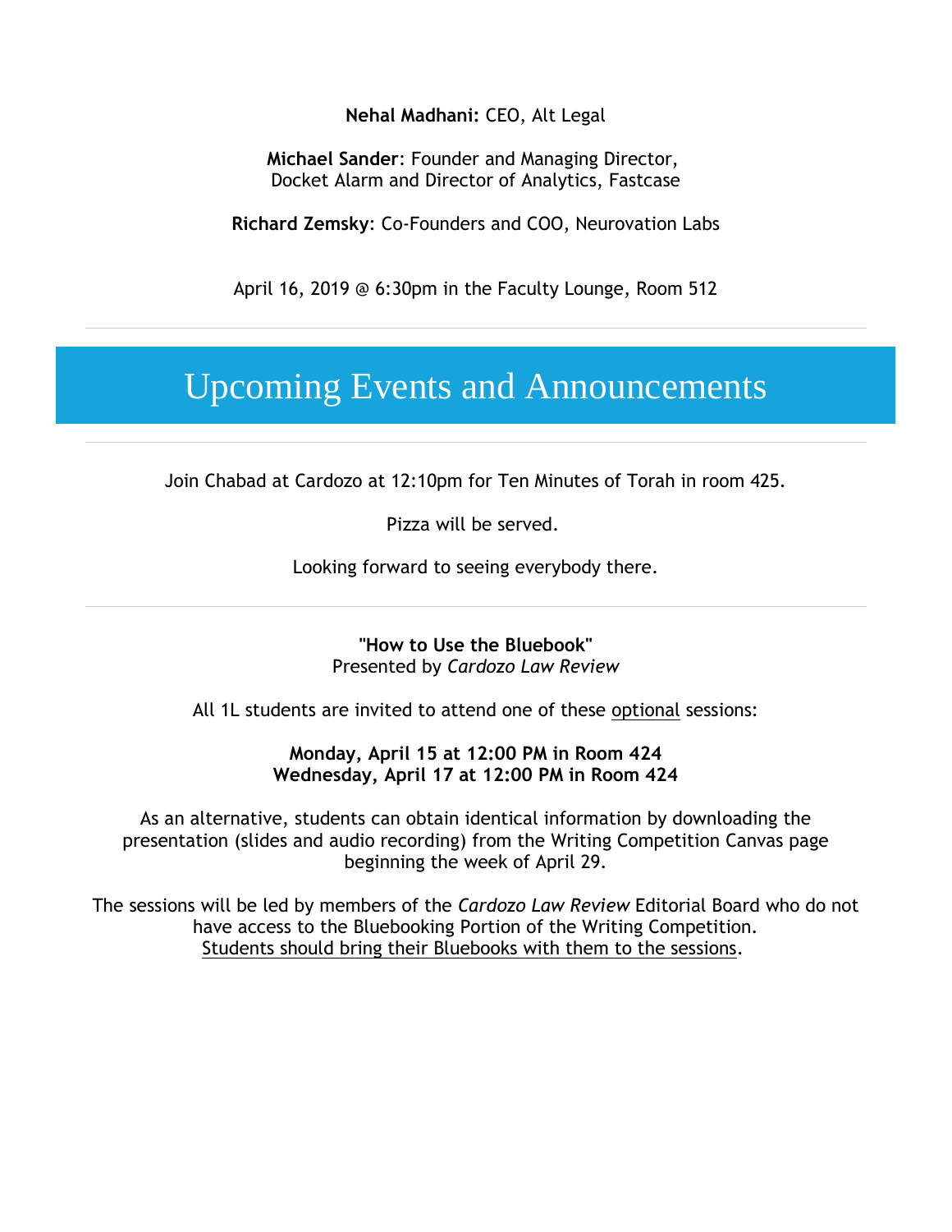**Nehal Madhani:** CEO, Alt Legal

**Michael Sander**: Founder and Managing Director, Docket Alarm and Director of Analytics, Fastcase

**Richard Zemsky**: Co-Founders and COO, Neurovation Labs

April 16, 2019 @ 6:30pm in the Faculty Lounge, Room 512

---

# Upcoming Events and Announcements

---

Join Chabad at Cardozo at 12:10pm for Ten Minutes of Torah in room 425.

Pizza will be served.

Looking forward to seeing everybody there.

---

**"How to Use the Bluebook"**
Presented by *Cardozo Law Review*

All 1L students are invited to attend one of these optional sessions:

**Monday, April 15 at 12:00 PM in Room 424**
**Wednesday, April 17 at 12:00 PM in Room 424**

As an alternative, students can obtain identical information by downloading the presentation (slides and audio recording) from the Writing Competition Canvas page beginning the week of April 29.

The sessions will be led by members of the *Cardozo Law Review* Editorial Board who do not have access to the Bluebooking Portion of the Writing Competition.
Students should bring their Bluebooks with them to the sessions.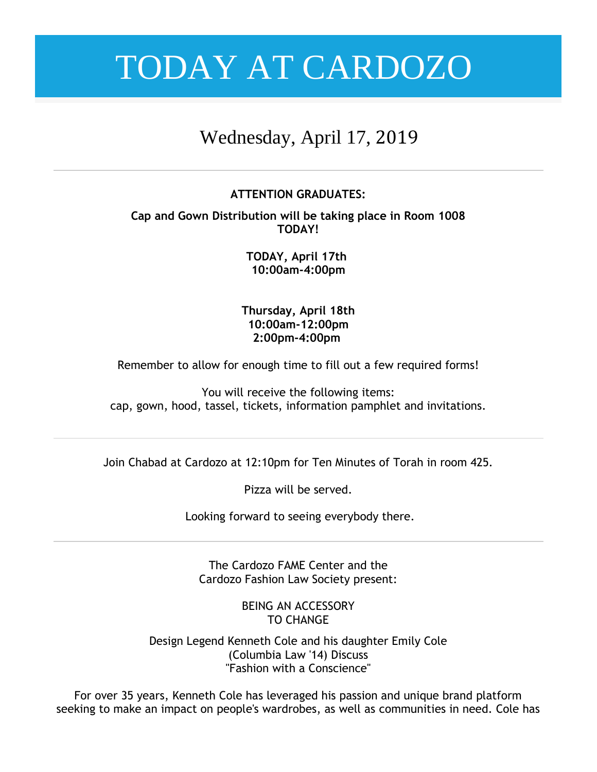# TODAY AT CARDOZO

## Wednesday, April 17, 2019

---

**ATTENTION GRADUATES:**

**Cap and Gown Distribution will be taking place in Room 1008 TODAY!**

**TODAY, April 17th**
**10:00am-4:00pm**

**Thursday, April 18th**
**10:00am-12:00pm**
**2:00pm-4:00pm**

Remember to allow for enough time to fill out a few required forms!

You will receive the following items:
cap, gown, hood, tassel, tickets, information pamphlet and invitations.

---

Join Chabad at Cardozo at 12:10pm for Ten Minutes of Torah in room 425.

Pizza will be served.

Looking forward to seeing everybody there.

---

The Cardozo FAME Center and the
Cardozo Fashion Law Society present:

BEING AN ACCESSORY
TO CHANGE

Design Legend Kenneth Cole and his daughter Emily Cole (Columbia Law '14) Discuss "Fashion with a Conscience"

For over 35 years, Kenneth Cole has leveraged his passion and unique brand platform seeking to make an impact on people's wardrobes, as well as communities in need. Cole has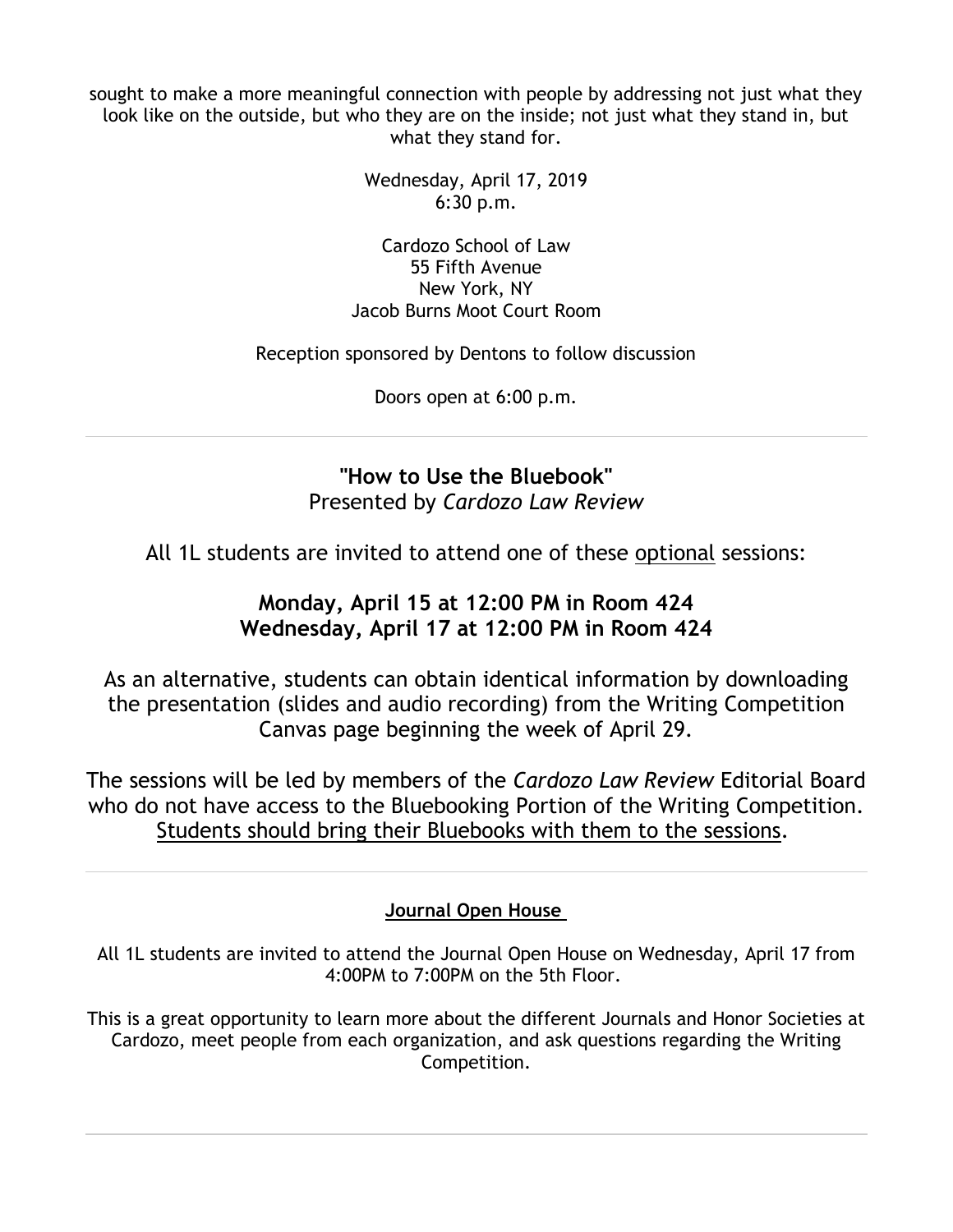sought to make a more meaningful connection with people by addressing not just what they look like on the outside, but who they are on the inside; not just what they stand in, but what they stand for.

Wednesday, April 17, 2019
6:30 p.m.

Cardozo School of Law
55 Fifth Avenue
New York, NY
Jacob Burns Moot Court Room

Reception sponsored by Dentons to follow discussion

Doors open at 6:00 p.m.

---

## "How to Use the Bluebook"

Presented by *Cardozo Law Review*

All 1L students are invited to attend one of these <u>optional</u> sessions:

**Monday, April 15 at 12:00 PM in Room 424**
**Wednesday, April 17 at 12:00 PM in Room 424**

As an alternative, students can obtain identical information by downloading the presentation (slides and audio recording) from the Writing Competition Canvas page beginning the week of April 29.

The sessions will be led by members of the *Cardozo Law Review* Editorial Board who do not have access to the Bluebooking Portion of the Writing Competition. <u>Students should bring their Bluebooks with them to the sessions</u>.

---

**<u>Journal Open House</u>**

All 1L students are invited to attend the Journal Open House on Wednesday, April 17 from 4:00PM to 7:00PM on the 5th Floor.

This is a great opportunity to learn more about the different Journals and Honor Societies at Cardozo, meet people from each organization, and ask questions regarding the Writing Competition.

---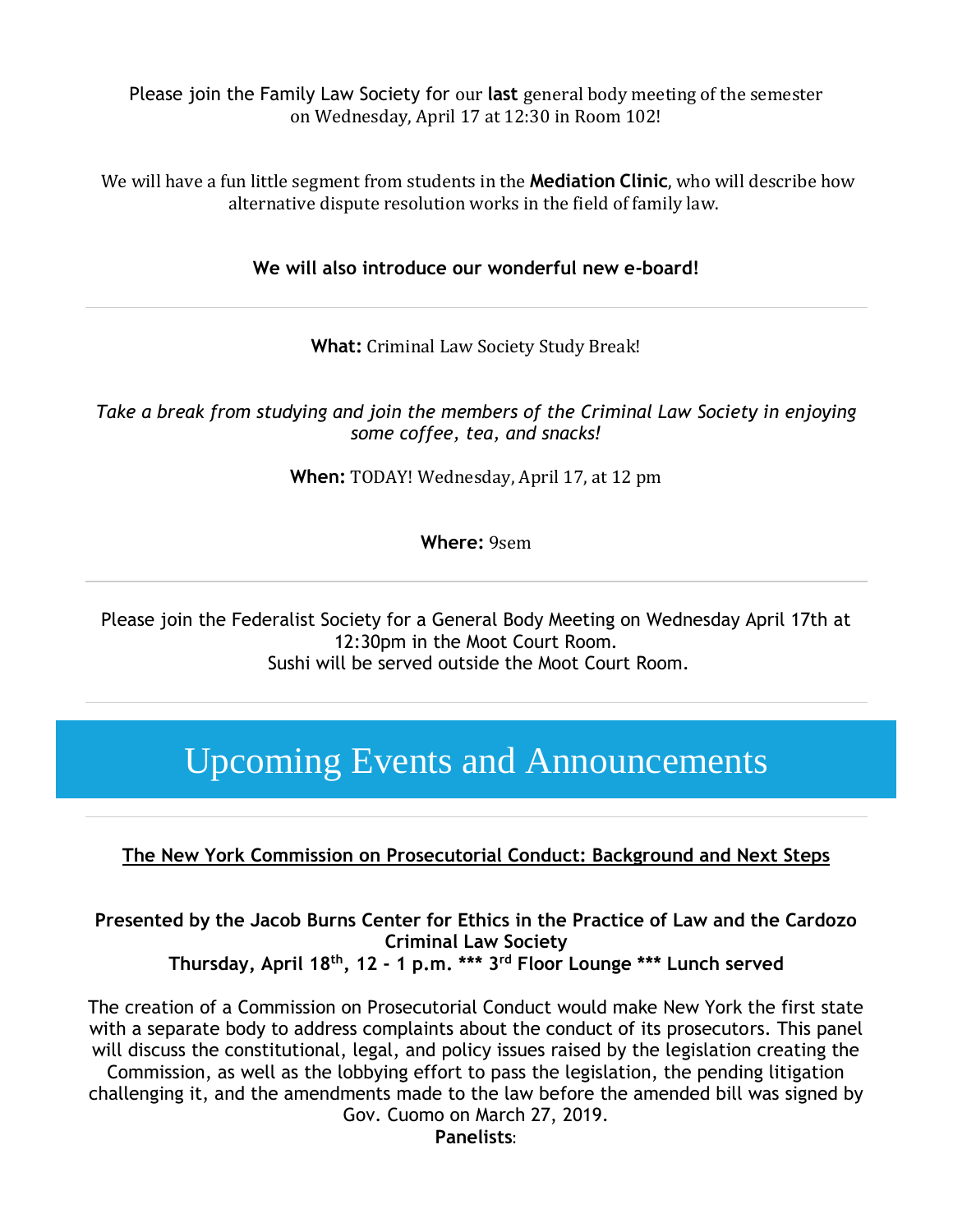Please join the Family Law Society for our **last** general body meeting of the semester on Wednesday, April 17 at 12:30 in Room 102!

We will have a fun little segment from students in the **Mediation Clinic**, who will describe how alternative dispute resolution works in the field of family law.

**We will also introduce our wonderful new e-board!**

---

**What:** Criminal Law Society Study Break!

*Take a break from studying and join the members of the Criminal Law Society in enjoying some coffee, tea, and snacks!*

**When:** TODAY! Wednesday, April 17, at 12 pm

**Where:** 9sem

---

Please join the Federalist Society for a General Body Meeting on Wednesday April 17th at 12:30pm in the Moot Court Room.
Sushi will be served outside the Moot Court Room.

---

# Upcoming Events and Announcements

---

**The New York Commission on Prosecutorial Conduct: Background and Next Steps**

**Presented by the Jacob Burns Center for Ethics in the Practice of Law and the Cardozo Criminal Law Society**
**Thursday, April 18th, 12 - 1 p.m. *** 3rd Floor Lounge *** Lunch served**

The creation of a Commission on Prosecutorial Conduct would make New York the first state with a separate body to address complaints about the conduct of its prosecutors. This panel will discuss the constitutional, legal, and policy issues raised by the legislation creating the Commission, as well as the lobbying effort to pass the legislation, the pending litigation challenging it, and the amendments made to the law before the amended bill was signed by Gov. Cuomo on March 27, 2019.

**Panelists**: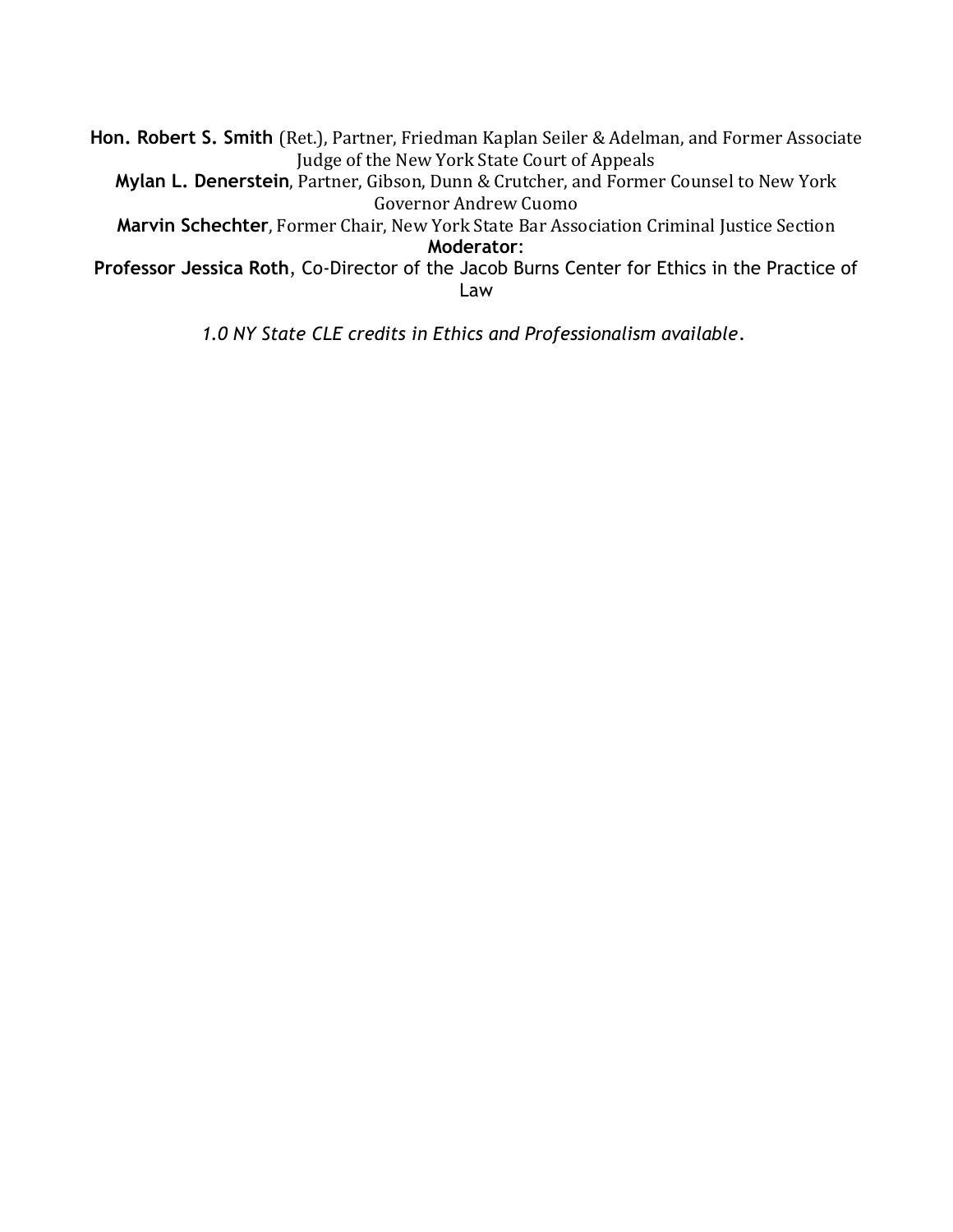**Hon. Robert S. Smith** (Ret.), Partner, Friedman Kaplan Seiler & Adelman, and Former Associate Judge of the New York State Court of Appeals

**Mylan L. Denerstein**, Partner, Gibson, Dunn & Crutcher, and Former Counsel to New York Governor Andrew Cuomo

**Marvin Schechter**, Former Chair, New York State Bar Association Criminal Justice Section

**Moderator**:

**Professor Jessica Roth**, Co-Director of the Jacob Burns Center for Ethics in the Practice of Law

*1.0 NY State CLE credits in Ethics and Professionalism available*.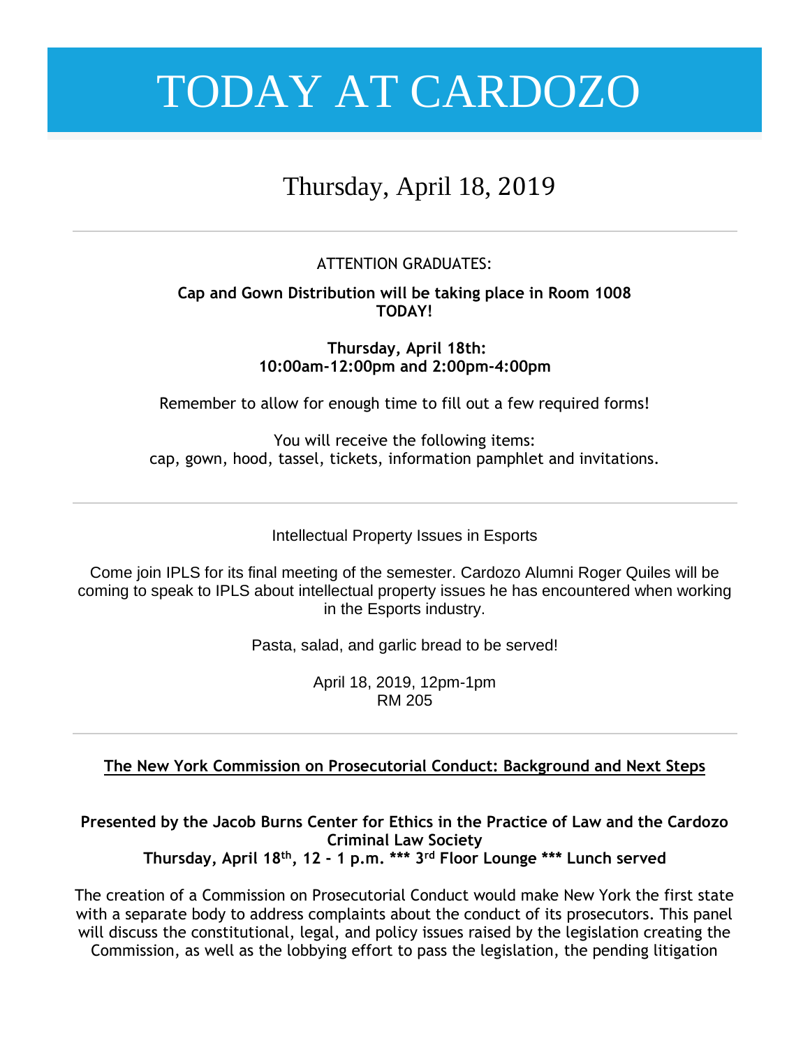# TODAY AT CARDOZO

## Thursday, April 18, 2019

---

ATTENTION GRADUATES:

**Cap and Gown Distribution will be taking place in Room 1008 TODAY!**

**Thursday, April 18th:**
**10:00am-12:00pm and 2:00pm-4:00pm**

Remember to allow for enough time to fill out a few required forms!

You will receive the following items:
cap, gown, hood, tassel, tickets, information pamphlet and invitations.

---

Intellectual Property Issues in Esports

Come join IPLS for its final meeting of the semester. Cardozo Alumni Roger Quiles will be coming to speak to IPLS about intellectual property issues he has encountered when working in the Esports industry.

Pasta, salad, and garlic bread to be served!

April 18, 2019, 12pm-1pm
RM 205

---

**The New York Commission on Prosecutorial Conduct: Background and Next Steps**

**Presented by the Jacob Burns Center for Ethics in the Practice of Law and the Cardozo Criminal Law Society**
**Thursday, April 18th, 12 - 1 p.m. *** 3rd Floor Lounge *** Lunch served**

The creation of a Commission on Prosecutorial Conduct would make New York the first state with a separate body to address complaints about the conduct of its prosecutors. This panel will discuss the constitutional, legal, and policy issues raised by the legislation creating the Commission, as well as the lobbying effort to pass the legislation, the pending litigation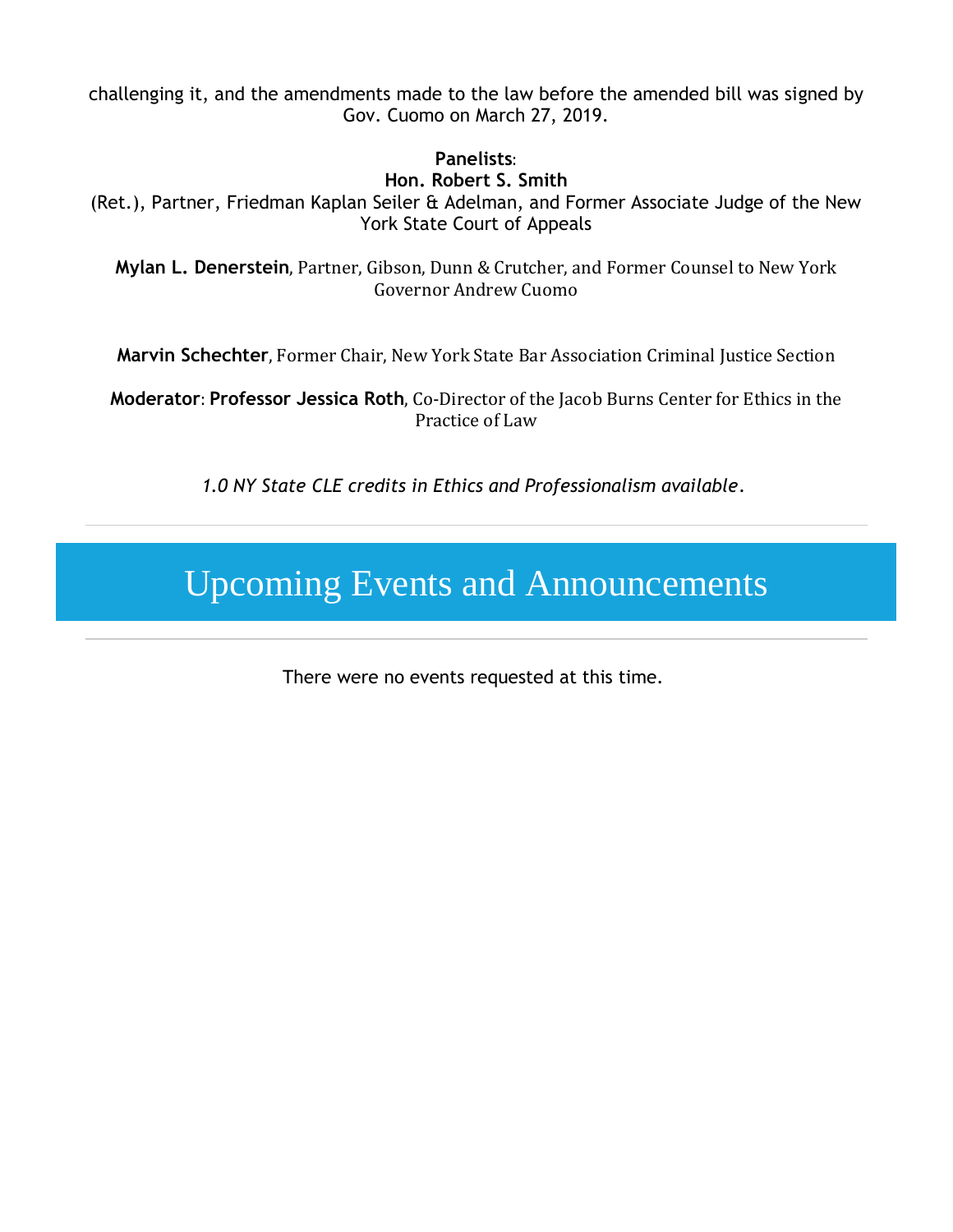challenging it, and the amendments made to the law before the amended bill was signed by Gov. Cuomo on March 27, 2019.

**Panelists**:
**Hon. Robert S. Smith**
(Ret.), Partner, Friedman Kaplan Seiler & Adelman, and Former Associate Judge of the New York State Court of Appeals

**Mylan L. Denerstein**, Partner, Gibson, Dunn & Crutcher, and Former Counsel to New York Governor Andrew Cuomo

**Marvin Schechter**, Former Chair, New York State Bar Association Criminal Justice Section

**Moderator**: **Professor Jessica Roth**, Co-Director of the Jacob Burns Center for Ethics in the Practice of Law

*1.0 NY State CLE credits in Ethics and Professionalism available*.

---

# Upcoming Events and Announcements

---

There were no events requested at this time.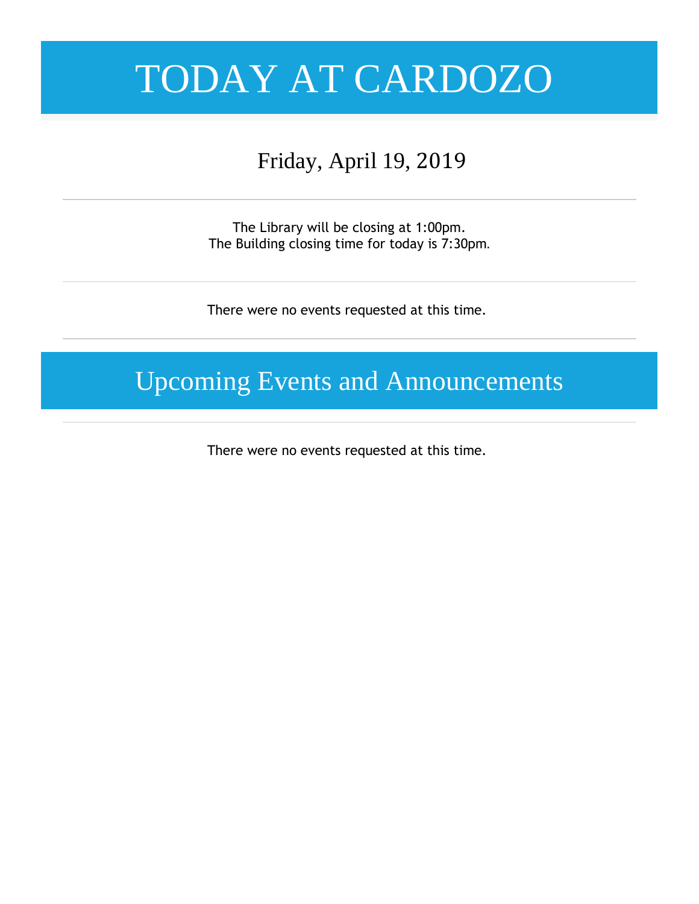# TODAY AT CARDOZO

## Friday, April 19, 2019

---

The Library will be closing at 1:00pm.
The Building closing time for today is 7:30pm.

---

There were no events requested at this time.

---

## Upcoming Events and Announcements

---

There were no events requested at this time.